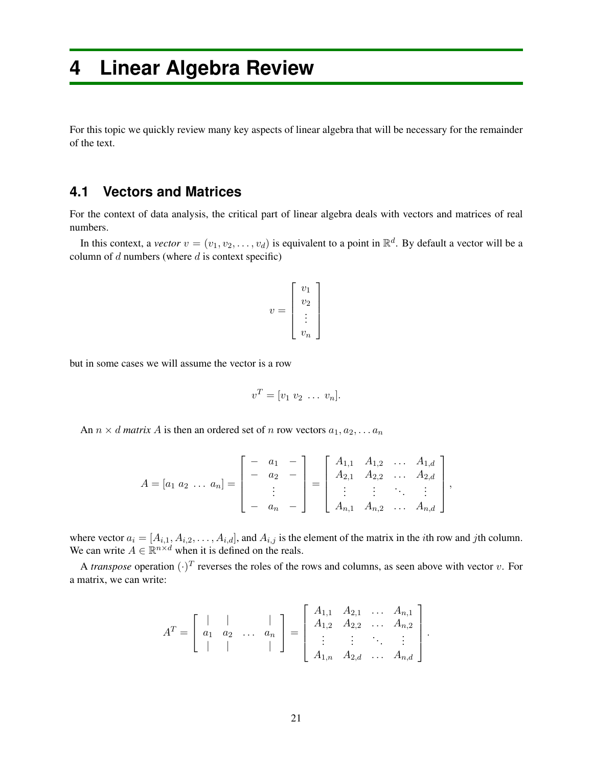# 4 Linear Algebra Review

For this topic we quickly review many key aspects of linear algebra that will be necessary for the remainder of the text.

## 4.1 Vectors and Matrices

For the context of data analysis, the critical part of linear algebra deals with vectors and matrices of real numbers.

In this context, a *vector* $v = (v_1, v_2, \ldots, v_d)$ is equivalent to a point in $\mathbb{R}^d$. By default a vector will be a column of $d$ numbers (where $d$ is context specific)

$$v = \begin{bmatrix} v_1 \\ v_2 \\ \vdots \\ v_n \end{bmatrix}$$

but in some cases we will assume the vector is a row

$$v^T = [v_1 \; v_2 \; \ldots \; v_n].$$

An $n \times d$ *matrix* $A$ is then an ordered set of $n$ row vectors $a_1, a_2, \ldots a_n$

$$A = [a_1 \; a_2 \; \ldots \; a_n] = \begin{bmatrix} - & a_1 & - \\ - & a_2 & - \\ & \vdots & \\ - & a_n & - \end{bmatrix} = \begin{bmatrix} A_{1,1} & A_{1,2} & \ldots & A_{1,d} \\ A_{2,1} & A_{2,2} & \ldots & A_{2,d} \\ \vdots & \vdots & \ddots & \vdots \\ A_{n,1} & A_{n,2} & \ldots & A_{n,d} \end{bmatrix},$$

where vector $a_i = [A_{i,1}, A_{i,2}, \ldots, A_{i,d}]$, and $A_{i,j}$ is the element of the matrix in the $i$th row and $j$th column. We can write $A \in \mathbb{R}^{n \times d}$ when it is defined on the reals.

A *transpose* operation $(\cdot)^T$ reverses the roles of the rows and columns, as seen above with vector $v$. For a matrix, we can write:

$$A^T = \begin{bmatrix} | & | & & | \\ a_1 & a_2 & \ldots & a_n \\ | & | & & | \end{bmatrix} = \begin{bmatrix} A_{1,1} & A_{2,1} & \ldots & A_{n,1} \\ A_{1,2} & A_{2,2} & \ldots & A_{n,2} \\ \vdots & \vdots & \ddots & \vdots \\ A_{1,n} & A_{2,d} & \ldots & A_{n,d} \end{bmatrix}.$$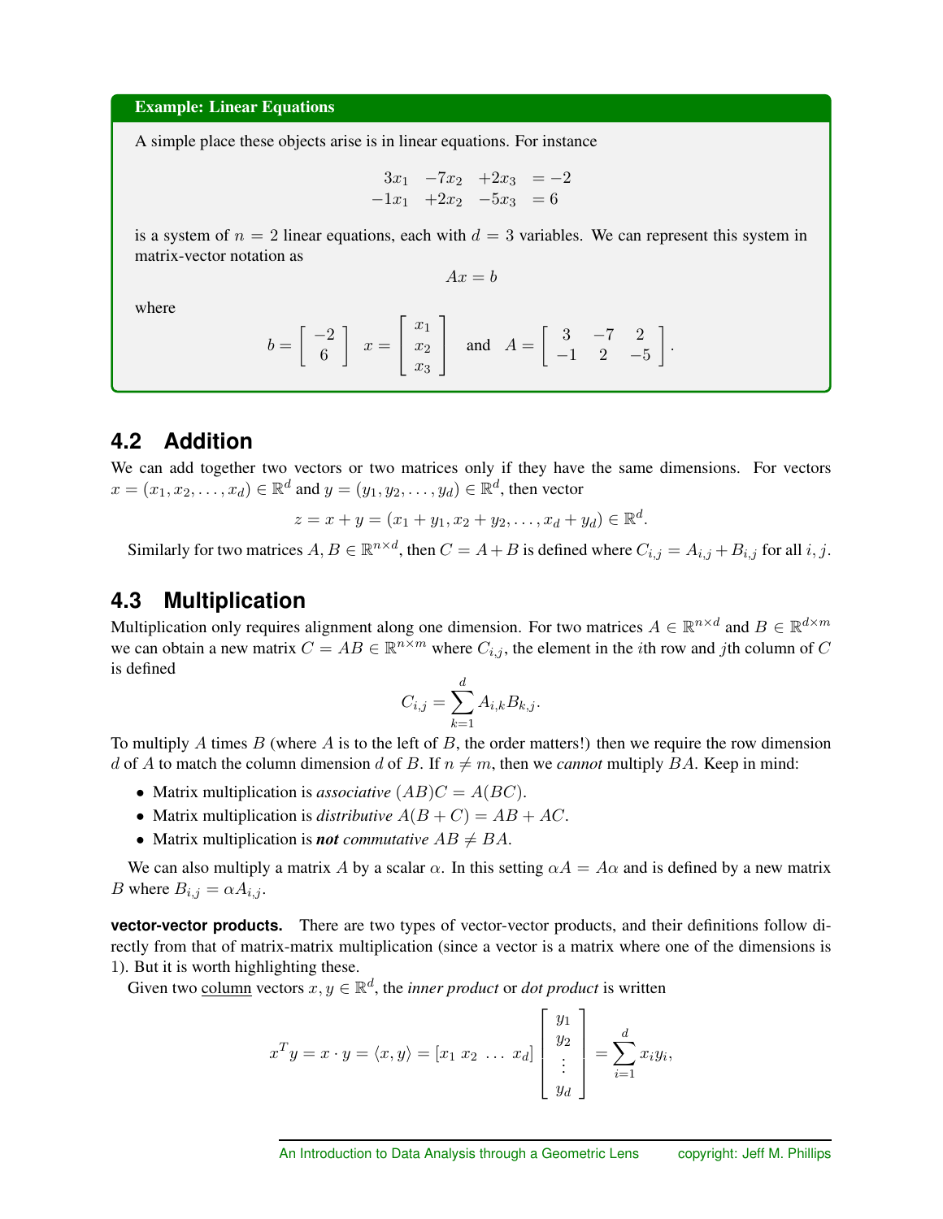**Example: Linear Equations**

A simple place these objects arise is in linear equations. For instance

$$\begin{array}{rrrl} 3x_1 & -7x_2 & +2x_3 & = -2 \\ -1x_1 & +2x_2 & -5x_3 & = 6 \end{array}$$

is a system of $n = 2$ linear equations, each with $d = 3$ variables. We can represent this system in matrix-vector notation as

$$Ax = b$$

where

$$b = \begin{bmatrix} -2 \\ 6 \end{bmatrix} \quad x = \begin{bmatrix} x_1 \\ x_2 \\ x_3 \end{bmatrix} \quad \text{and} \quad A = \begin{bmatrix} 3 & -7 & 2 \\ -1 & 2 & -5 \end{bmatrix}.$$

## 4.2 Addition

We can add together two vectors or two matrices only if they have the same dimensions. For vectors $x = (x_1, x_2, \ldots, x_d) \in \mathbb{R}^d$ and $y = (y_1, y_2, \ldots, y_d) \in \mathbb{R}^d$, then vector

$$z = x + y = (x_1 + y_1, x_2 + y_2, \ldots, x_d + y_d) \in \mathbb{R}^d.$$

Similarly for two matrices $A, B \in \mathbb{R}^{n \times d}$, then $C = A + B$ is defined where $C_{i,j} = A_{i,j} + B_{i,j}$ for all $i, j$.

## 4.3 Multiplication

Multiplication only requires alignment along one dimension. For two matrices $A \in \mathbb{R}^{n \times d}$ and $B \in \mathbb{R}^{d \times m}$ we can obtain a new matrix $C = AB \in \mathbb{R}^{n \times m}$ where $C_{i,j}$, the element in the $i$th row and $j$th column of $C$ is defined

$$C_{i,j} = \sum_{k=1}^{d} A_{i,k} B_{k,j}.$$

To multiply $A$ times $B$ (where $A$ is to the left of $B$, the order matters!) then we require the row dimension $d$ of $A$ to match the column dimension $d$ of $B$. If $n \neq m$, then we *cannot* multiply $BA$. Keep in mind:

- Matrix multiplication is *associative* $(AB)C = A(BC)$.
- Matrix multiplication is *distributive* $A(B + C) = AB + AC$.
- Matrix multiplication is ***not*** *commutative* $AB \neq BA$.

We can also multiply a matrix $A$ by a scalar $\alpha$. In this setting $\alpha A = A\alpha$ and is defined by a new matrix $B$ where $B_{i,j} = \alpha A_{i,j}$.

**vector-vector products.** There are two types of vector-vector products, and their definitions follow directly from that of matrix-matrix multiplication (since a vector is a matrix where one of the dimensions is 1). But it is worth highlighting these.

Given two column vectors $x, y \in \mathbb{R}^d$, the *inner product* or *dot product* is written

$$x^T y = x \cdot y = \langle x, y \rangle = [x_1 \ x_2 \ \ldots \ x_d] \begin{bmatrix} y_1 \\ y_2 \\ \vdots \\ y_d \end{bmatrix} = \sum_{i=1}^{d} x_i y_i,$$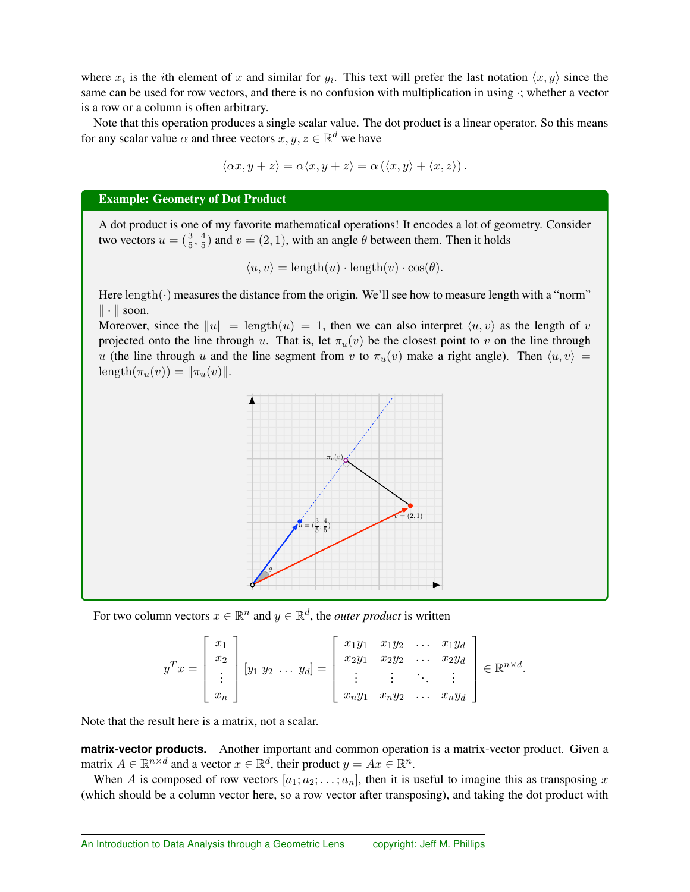where $x_i$ is the $i$th element of $x$ and similar for $y_i$. This text will prefer the last notation $\langle x, y\rangle$ since the same can be used for row vectors, and there is no confusion with multiplication in using $\cdot$; whether a vector is a row or a column is often arbitrary.

Note that this operation produces a single scalar value. The dot product is a linear operator. So this means for any scalar value $\alpha$ and three vectors $x, y, z \in \mathbb{R}^d$ we have

$$\langle \alpha x, y + z\rangle = \alpha\langle x, y + z\rangle = \alpha\left(\langle x, y\rangle + \langle x, z\rangle\right).$$

**Example: Geometry of Dot Product**

A dot product is one of my favorite mathematical operations! It encodes a lot of geometry. Consider two vectors $u = (\frac{3}{5}, \frac{4}{5})$ and $v = (2, 1)$, with an angle $\theta$ between them. Then it holds

$$\langle u, v\rangle = \text{length}(u) \cdot \text{length}(v) \cdot \cos(\theta).$$

Here $\text{length}(\cdot)$ measures the distance from the origin. We'll see how to measure length with a "norm" $\|\cdot\|$ soon.

Moreover, since the $\|u\| = \text{length}(u) = 1$, then we can also interpret $\langle u, v\rangle$ as the length of $v$ projected onto the line through $u$. That is, let $\pi_u(v)$ be the closest point to $v$ on the line through $u$ (the line through $u$ and the line segment from $v$ to $\pi_u(v)$ make a right angle). Then $\langle u, v\rangle = \text{length}(\pi_u(v)) = \|\pi_u(v)\|$.

For two column vectors $x \in \mathbb{R}^n$ and $y \in \mathbb{R}^d$, the *outer product* is written

$$y^T x = \begin{bmatrix} x_1 \\ x_2 \\ \vdots \\ x_n \end{bmatrix} [y_1 \; y_2 \; \ldots \; y_d] = \begin{bmatrix} x_1y_1 & x_1y_2 & \ldots & x_1y_d \\ x_2y_1 & x_2y_2 & \ldots & x_2y_d \\ \vdots & \vdots & \ddots & \vdots \\ x_ny_1 & x_ny_2 & \ldots & x_ny_d \end{bmatrix} \in \mathbb{R}^{n\times d}.$$

Note that the result here is a matrix, not a scalar.

**matrix-vector products.** Another important and common operation is a matrix-vector product. Given a matrix $A \in \mathbb{R}^{n\times d}$ and a vector $x \in \mathbb{R}^d$, their product $y = Ax \in \mathbb{R}^n$.

When $A$ is composed of row vectors $[a_1; a_2; \ldots; a_n]$, then it is useful to imagine this as transposing $x$ (which should be a column vector here, so a row vector after transposing), and taking the dot product with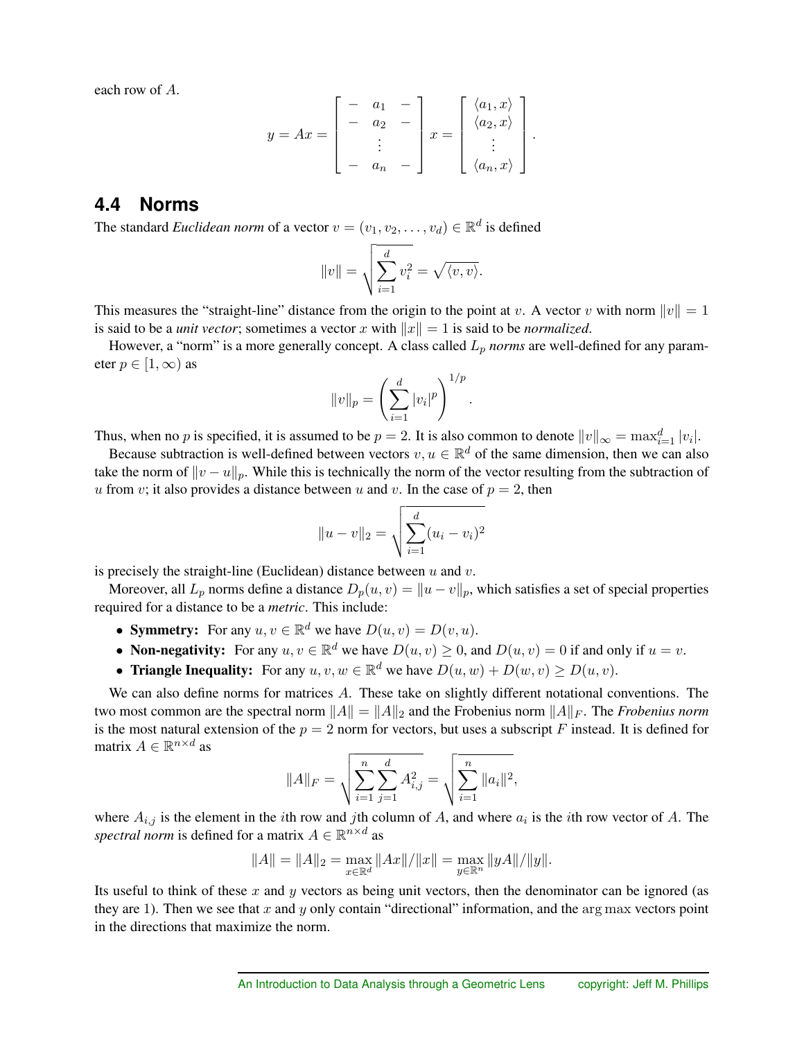each row of $A$.

$$y = Ax = \begin{bmatrix} - & a_1 & - \\ - & a_2 & - \\ & \vdots & \\ - & a_n & - \end{bmatrix} x = \begin{bmatrix} \langle a_1, x \rangle \\ \langle a_2, x \rangle \\ \vdots \\ \langle a_n, x \rangle \end{bmatrix}.$$

## 4.4 Norms

The standard *Euclidean norm* of a vector $v = (v_1, v_2, \ldots, v_d) \in \mathbb{R}^d$ is defined

$$\|v\| = \sqrt{\sum_{i=1}^{d} v_i^2} = \sqrt{\langle v, v \rangle}.$$

This measures the "straight-line" distance from the origin to the point at $v$. A vector $v$ with norm $\|v\| = 1$ is said to be a *unit vector*; sometimes a vector $x$ with $\|x\| = 1$ is said to be *normalized*.

However, a "norm" is a more generally concept. A class called $L_p$ *norms* are well-defined for any parameter $p \in [1, \infty)$ as

$$\|v\|_p = \left( \sum_{i=1}^{d} |v_i|^p \right)^{1/p}.$$

Thus, when no $p$ is specified, it is assumed to be $p = 2$. It is also common to denote $\|v\|_\infty = \max_{i=1}^{d} |v_i|$.

Because subtraction is well-defined between vectors $v, u \in \mathbb{R}^d$ of the same dimension, then we can also take the norm of $\|v - u\|_p$. While this is technically the norm of the vector resulting from the subtraction of $u$ from $v$; it also provides a distance between $u$ and $v$. In the case of $p = 2$, then

$$\|u - v\|_2 = \sqrt{\sum_{i=1}^{d} (u_i - v_i)^2}$$

is precisely the straight-line (Euclidean) distance between $u$ and $v$.

Moreover, all $L_p$ norms define a distance $D_p(u, v) = \|u - v\|_p$, which satisfies a set of special properties required for a distance to be a *metric*. This include:

- **Symmetry:** For any $u, v \in \mathbb{R}^d$ we have $D(u, v) = D(v, u)$.
- **Non-negativity:** For any $u, v \in \mathbb{R}^d$ we have $D(u, v) \geq 0$, and $D(u, v) = 0$ if and only if $u = v$.
- **Triangle Inequality:** For any $u, v, w \in \mathbb{R}^d$ we have $D(u, w) + D(w, v) \geq D(u, v)$.

We can also define norms for matrices $A$. These take on slightly different notational conventions. The two most common are the spectral norm $\|A\| = \|A\|_2$ and the Frobenius norm $\|A\|_F$. The *Frobenius norm* is the most natural extension of the $p = 2$ norm for vectors, but uses a subscript $F$ instead. It is defined for matrix $A \in \mathbb{R}^{n \times d}$ as

$$\|A\|_F = \sqrt{\sum_{i=1}^{n} \sum_{j=1}^{d} A_{i,j}^2} = \sqrt{\sum_{i=1}^{n} \|a_i\|^2},$$

where $A_{i,j}$ is the element in the $i$th row and $j$th column of $A$, and where $a_i$ is the $i$th row vector of $A$. The *spectral norm* is defined for a matrix $A \in \mathbb{R}^{n \times d}$ as

$$\|A\| = \|A\|_2 = \max_{x \in \mathbb{R}^d} \|Ax\| / \|x\| = \max_{y \in \mathbb{R}^n} \|yA\| / \|y\|.$$

Its useful to think of these $x$ and $y$ vectors as being unit vectors, then the denominator can be ignored (as they are 1). Then we see that $x$ and $y$ only contain "directional" information, and the $\arg\max$ vectors point in the directions that maximize the norm.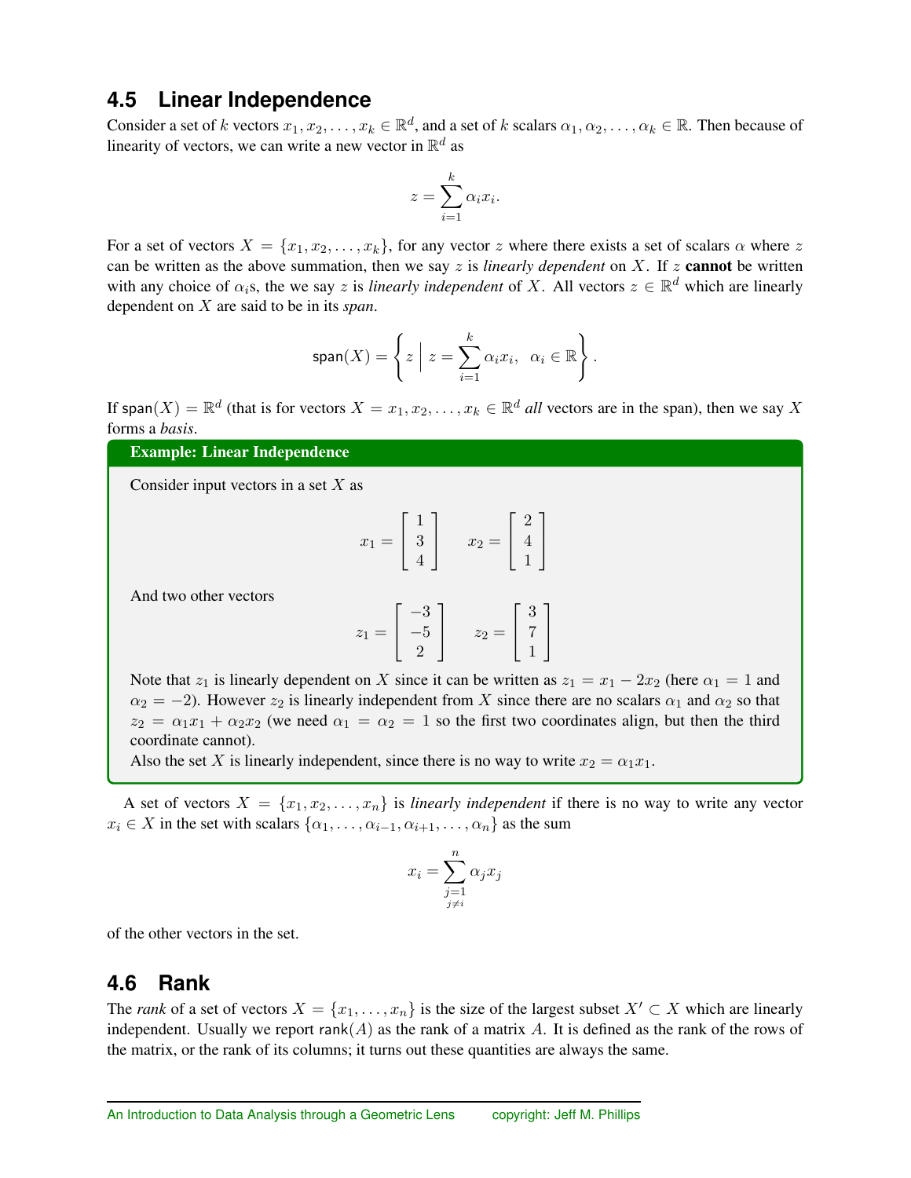## 4.5 Linear Independence

Consider a set of $k$ vectors $x_1, x_2, \ldots, x_k \in \mathbb{R}^d$, and a set of $k$ scalars $\alpha_1, \alpha_2, \ldots, \alpha_k \in \mathbb{R}$. Then because of linearity of vectors, we can write a new vector in $\mathbb{R}^d$ as

$$z = \sum_{i=1}^{k} \alpha_i x_i.$$

For a set of vectors $X = \{x_1, x_2, \ldots, x_k\}$, for any vector $z$ where there exists a set of scalars $\alpha$ where $z$ can be written as the above summation, then we say $z$ is *linearly dependent* on $X$. If $z$ **cannot** be written with any choice of $\alpha_i$s, the we say $z$ is *linearly independent* of $X$. All vectors $z \in \mathbb{R}^d$ which are linearly dependent on $X$ are said to be in its *span*.

$$\mathsf{span}(X) = \left\{ z \;\middle|\; z = \sum_{i=1}^{k} \alpha_i x_i, \;\; \alpha_i \in \mathbb{R} \right\}.$$

If $\mathsf{span}(X) = \mathbb{R}^d$ (that is for vectors $X = x_1, x_2, \ldots, x_k \in \mathbb{R}^d$ *all* vectors are in the span), then we say $X$ forms a *basis*.

**Example: Linear Independence**

Consider input vectors in a set $X$ as

$$x_1 = \begin{bmatrix} 1 \\ 3 \\ 4 \end{bmatrix} \qquad x_2 = \begin{bmatrix} 2 \\ 4 \\ 1 \end{bmatrix}$$

And two other vectors

$$z_1 = \begin{bmatrix} -3 \\ -5 \\ 2 \end{bmatrix} \qquad z_2 = \begin{bmatrix} 3 \\ 7 \\ 1 \end{bmatrix}$$

Note that $z_1$ is linearly dependent on $X$ since it can be written as $z_1 = x_1 - 2x_2$ (here $\alpha_1 = 1$ and $\alpha_2 = -2$). However $z_2$ is linearly independent from $X$ since there are no scalars $\alpha_1$ and $\alpha_2$ so that $z_2 = \alpha_1 x_1 + \alpha_2 x_2$ (we need $\alpha_1 = \alpha_2 = 1$ so the first two coordinates align, but then the third coordinate cannot).

Also the set $X$ is linearly independent, since there is no way to write $x_2 = \alpha_1 x_1$.

A set of vectors $X = \{x_1, x_2, \ldots, x_n\}$ is *linearly independent* if there is no way to write any vector $x_i \in X$ in the set with scalars $\{\alpha_1, \ldots, \alpha_{i-1}, \alpha_{i+1}, \ldots, \alpha_n\}$ as the sum

$$x_i = \sum_{\substack{j=1 \\ j \neq i}}^{n} \alpha_j x_j$$

of the other vectors in the set.

## 4.6 Rank

The *rank* of a set of vectors $X = \{x_1, \ldots, x_n\}$ is the size of the largest subset $X' \subset X$ which are linearly independent. Usually we report $\mathsf{rank}(A)$ as the rank of a matrix $A$. It is defined as the rank of the rows of the matrix, or the rank of its columns; it turns out these quantities are always the same.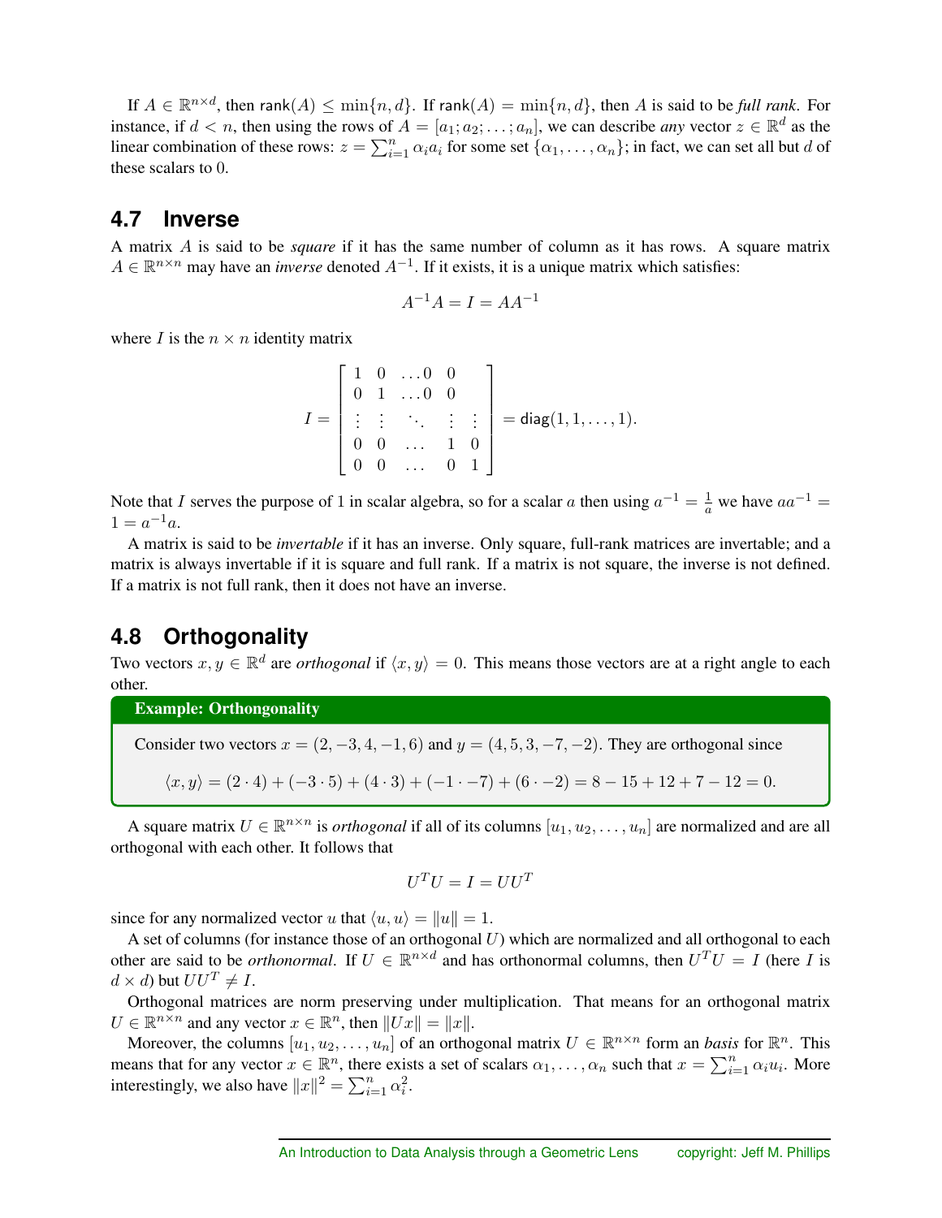If $A \in \mathbb{R}^{n \times d}$, then $\mathsf{rank}(A) \leq \min\{n, d\}$. If $\mathsf{rank}(A) = \min\{n, d\}$, then $A$ is said to be *full rank*. For instance, if $d < n$, then using the rows of $A = [a_1; a_2; \ldots; a_n]$, we can describe *any* vector $z \in \mathbb{R}^d$ as the linear combination of these rows: $z = \sum_{i=1}^n \alpha_i a_i$ for some set $\{\alpha_1, \ldots, \alpha_n\}$; in fact, we can set all but $d$ of these scalars to $0$.

## 4.7 Inverse

A matrix $A$ is said to be *square* if it has the same number of column as it has rows. A square matrix $A \in \mathbb{R}^{n \times n}$ may have an *inverse* denoted $A^{-1}$. If it exists, it is a unique matrix which satisfies:

$$A^{-1}A = I = AA^{-1}$$

where $I$ is the $n \times n$ identity matrix

$$I = \begin{bmatrix} 1 & 0 & \ldots 0 & 0 & \\ 0 & 1 & \ldots 0 & 0 & \\ \vdots & \vdots & \ddots & \vdots & \vdots \\ 0 & 0 & \ldots & 1 & 0 \\ 0 & 0 & \ldots & 0 & 1 \end{bmatrix} = \mathsf{diag}(1, 1, \ldots, 1).$$

Note that $I$ serves the purpose of $1$ in scalar algebra, so for a scalar $a$ then using $a^{-1} = \frac{1}{a}$ we have $aa^{-1} = 1 = a^{-1}a$.

A matrix is said to be *invertable* if it has an inverse. Only square, full-rank matrices are invertable; and a matrix is always invertable if it is square and full rank. If a matrix is not square, the inverse is not defined. If a matrix is not full rank, then it does not have an inverse.

## 4.8 Orthogonality

Two vectors $x, y \in \mathbb{R}^d$ are *orthogonal* if $\langle x, y \rangle = 0$. This means those vectors are at a right angle to each other.

**Example: Orthongonality**

Consider two vectors $x = (2, -3, 4, -1, 6)$ and $y = (4, 5, 3, -7, -2)$. They are orthogonal since

$$\langle x, y \rangle = (2 \cdot 4) + (-3 \cdot 5) + (4 \cdot 3) + (-1 \cdot -7) + (6 \cdot -2) = 8 - 15 + 12 + 7 - 12 = 0.$$

A square matrix $U \in \mathbb{R}^{n \times n}$ is *orthogonal* if all of its columns $[u_1, u_2, \ldots, u_n]$ are normalized and are all orthogonal with each other. It follows that

$$U^T U = I = UU^T$$

since for any normalized vector $u$ that $\langle u, u \rangle = \|u\| = 1$.

A set of columns (for instance those of an orthogonal $U$) which are normalized and all orthogonal to each other are said to be *orthonormal*. If $U \in \mathbb{R}^{n \times d}$ and has orthonormal columns, then $U^T U = I$ (here $I$ is $d \times d$) but $UU^T \neq I$.

Orthogonal matrices are norm preserving under multiplication. That means for an orthogonal matrix $U \in \mathbb{R}^{n \times n}$ and any vector $x \in \mathbb{R}^n$, then $\|Ux\| = \|x\|$.

Moreover, the columns $[u_1, u_2, \ldots, u_n]$ of an orthogonal matrix $U \in \mathbb{R}^{n \times n}$ form an *basis* for $\mathbb{R}^n$. This means that for any vector $x \in \mathbb{R}^n$, there exists a set of scalars $\alpha_1, \ldots, \alpha_n$ such that $x = \sum_{i=1}^n \alpha_i u_i$. More interestingly, we also have $\|x\|^2 = \sum_{i=1}^n \alpha_i^2$.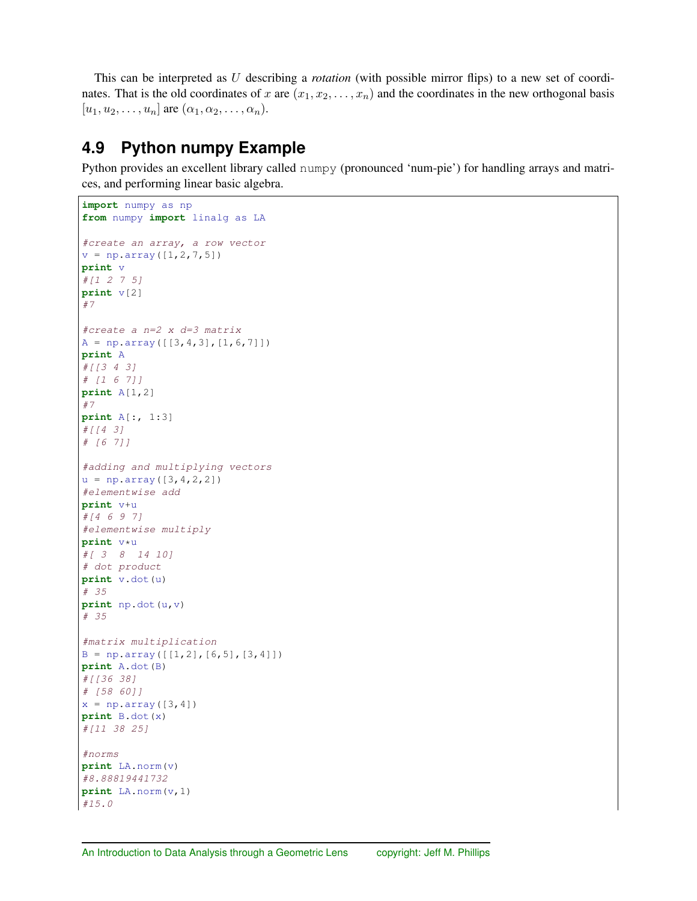This can be interpreted as $U$ describing a *rotation* (with possible mirror flips) to a new set of coordinates. That is the old coordinates of $x$ are $(x_1, x_2, \ldots, x_n)$ and the coordinates in the new orthogonal basis $[u_1, u_2, \ldots, u_n]$ are $(\alpha_1, \alpha_2, \ldots, \alpha_n)$.

## 4.9 Python numpy Example

Python provides an excellent library called `numpy` (pronounced 'num-pie') for handling arrays and matrices, and performing linear basic algebra.

```
import numpy as np
from numpy import linalg as LA

#create an array, a row vector
v = np.array([1,2,7,5])
print v
#[1 2 7 5]
print v[2]
#7

#create a n=2 x d=3 matrix
A = np.array([[3,4,3],[1,6,7]])
print A
#[[3 4 3]
# [1 6 7]]
print A[1,2]
#7
print A[:, 1:3]
#[[4 3]
# [6 7]]

#adding and multiplying vectors
u = np.array([3,4,2,2])
#elementwise add
print v+u
#[4 6 9 7]
#elementwise multiply
print v*u
#[ 3  8  14 10]
# dot product
print v.dot(u)
# 35
print np.dot(u,v)
# 35

#matrix multiplication
B = np.array([[1,2],[6,5],[3,4]])
print A.dot(B)
#[[36 38]
# [58 60]]
x = np.array([3,4])
print B.dot(x)
#[11 38 25]

#norms
print LA.norm(v)
#8.88819441732
print LA.norm(v,1)
#15.0
```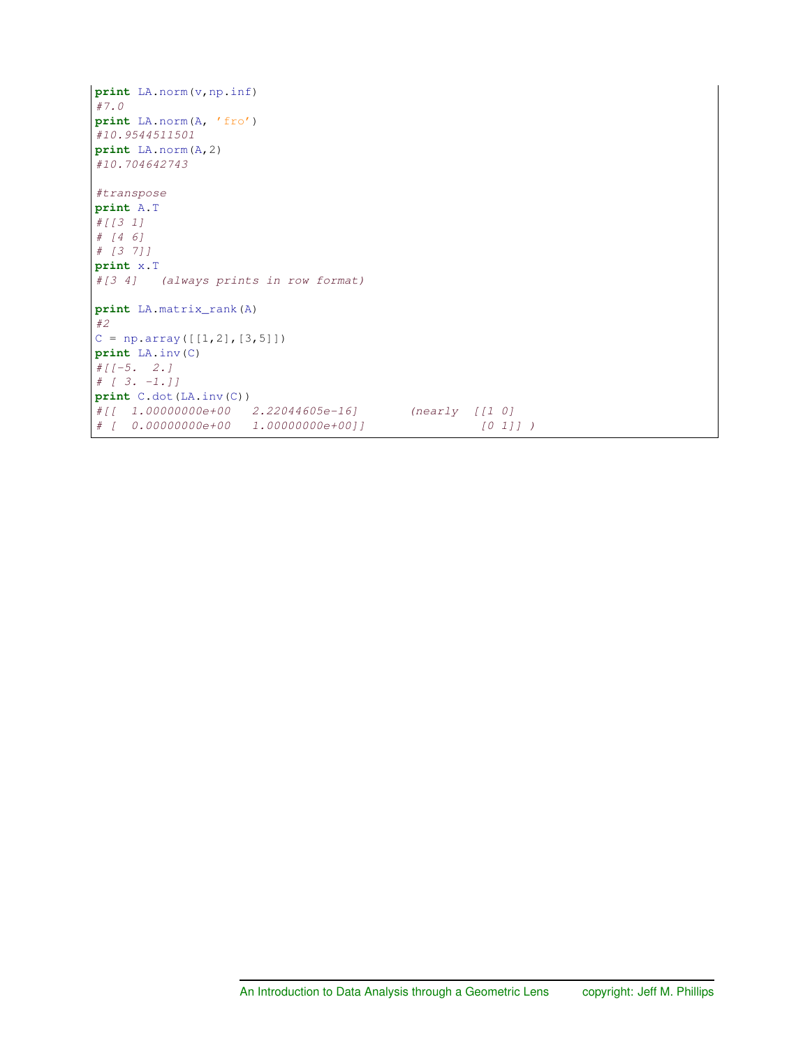```
print LA.norm(v,np.inf)
#7.0
print LA.norm(A, 'fro')
#10.9544511501
print LA.norm(A,2)
#10.704642743

#transpose
print A.T
#[[3 1]
# [4 6]
# [3 7]]
print x.T
#[3 4]   (always prints in row format)

print LA.matrix_rank(A)
#2
C = np.array([[1,2],[3,5]])
print LA.inv(C)
#[[-5.  2.]
# [ 3. -1.]]
print C.dot(LA.inv(C))
#[[  1.00000000e+00   2.22044605e-16]       (nearly  [[1 0]
# [  0.00000000e+00   1.00000000e+00]]               [0 1]] )
```